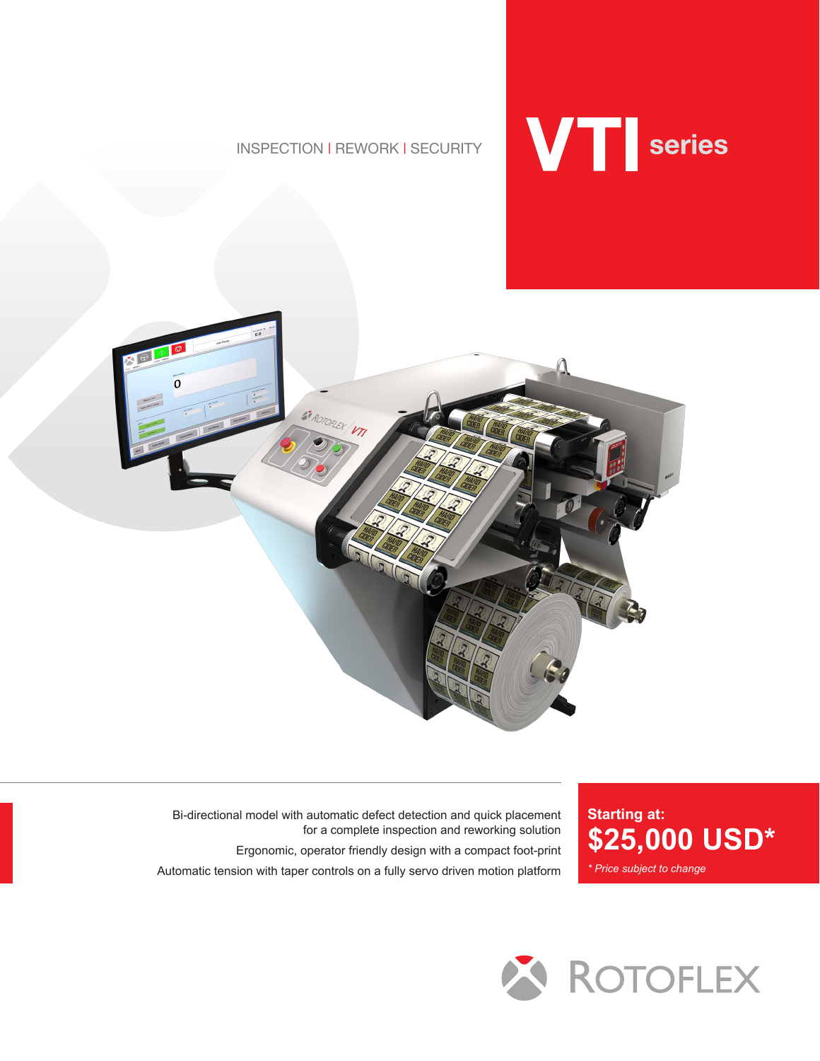INSPECTION | REWORK | SECURITY

# VTI series

Bi-directional model with automatic defect detection and quick placement for a complete inspection and reworking solution

Ergonomic, operator friendly design with a compact foot-print

Automatic tension with taper controls on a fully servo driven motion platform

**Starting at:**

## $25,000 USD*

*\* Price subject to change*

ROTOFLEX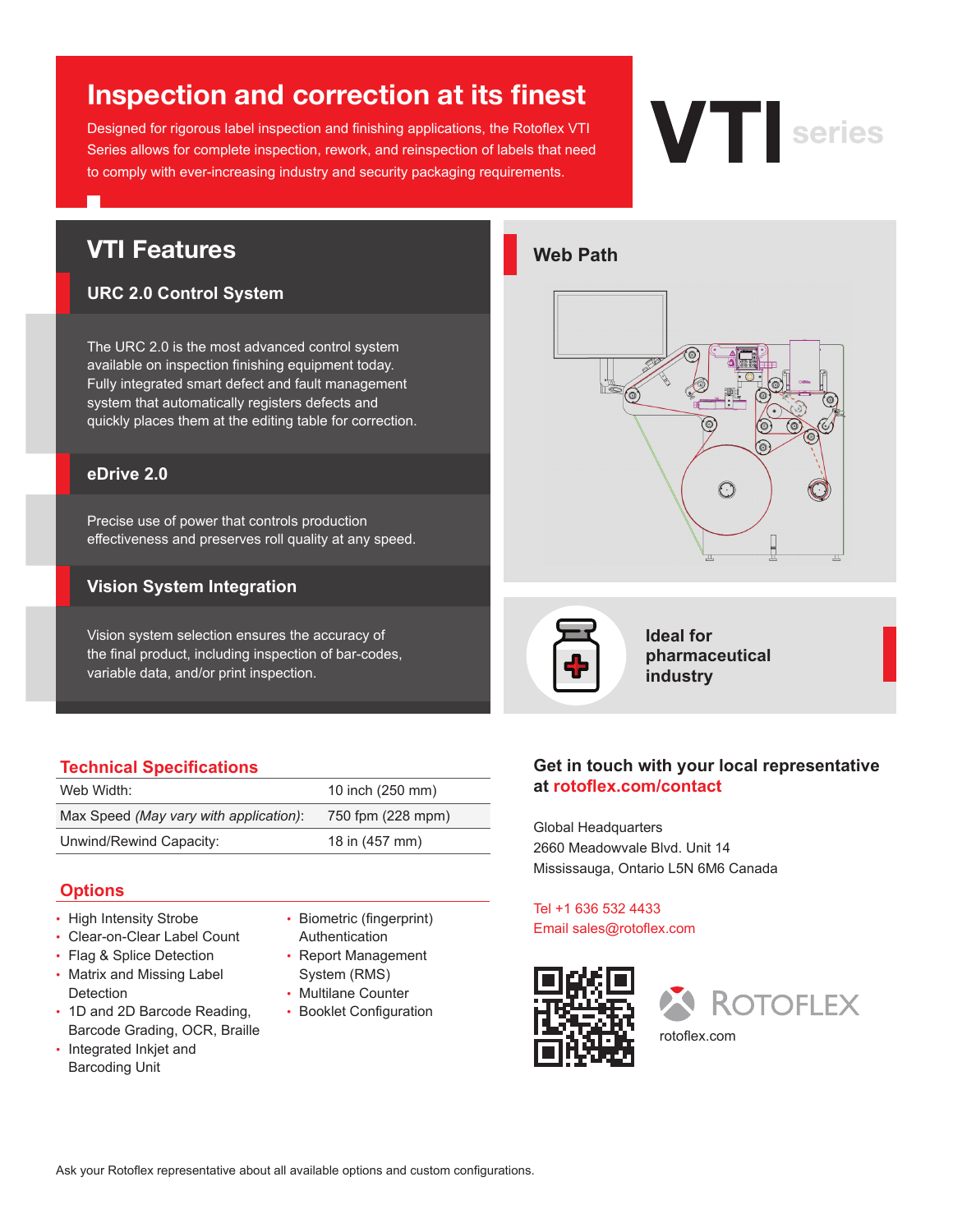# Inspection and correction at its finest

Designed for rigorous label inspection and finishing applications, the Rotoflex VTI Series allows for complete inspection, rework, and reinspection of labels that need to comply with ever-increasing industry and security packaging requirements.

**VTI series**

## VTI Features

### URC 2.0 Control System

The URC 2.0 is the most advanced control system available on inspection finishing equipment today. Fully integrated smart defect and fault management system that automatically registers defects and quickly places them at the editing table for correction.

### eDrive 2.0

Precise use of power that controls production effectiveness and preserves roll quality at any speed.

### Vision System Integration

Vision system selection ensures the accuracy of the final product, including inspection of bar-codes, variable data, and/or print inspection.

## Web Path

**Ideal for pharmaceutical industry**

## Technical Specifications

| | |
|---|---|
| Web Width: | 10 inch (250 mm) |
| Max Speed *(May vary with application)*: | 750 fpm (228 mpm) |
| Unwind/Rewind Capacity: | 18 in (457 mm) |

## Options

- High Intensity Strobe
- Clear-on-Clear Label Count
- Flag & Splice Detection
- Matrix and Missing Label Detection
- 1D and 2D Barcode Reading, Barcode Grading, OCR, Braille
- Integrated Inkjet and Barcoding Unit
- Biometric (fingerprint) Authentication
- Report Management System (RMS)
- Multilane Counter
- Booklet Configuration

**Get in touch with your local representative at rotoflex.com/contact**

Global Headquarters
2660 Meadowvale Blvd. Unit 14
Mississauga, Ontario L5N 6M6 Canada

Tel +1 636 532 4433
Email sales@rotoflex.com

ROTOFLEX
rotoflex.com

Ask your Rotoflex representative about all available options and custom configurations.